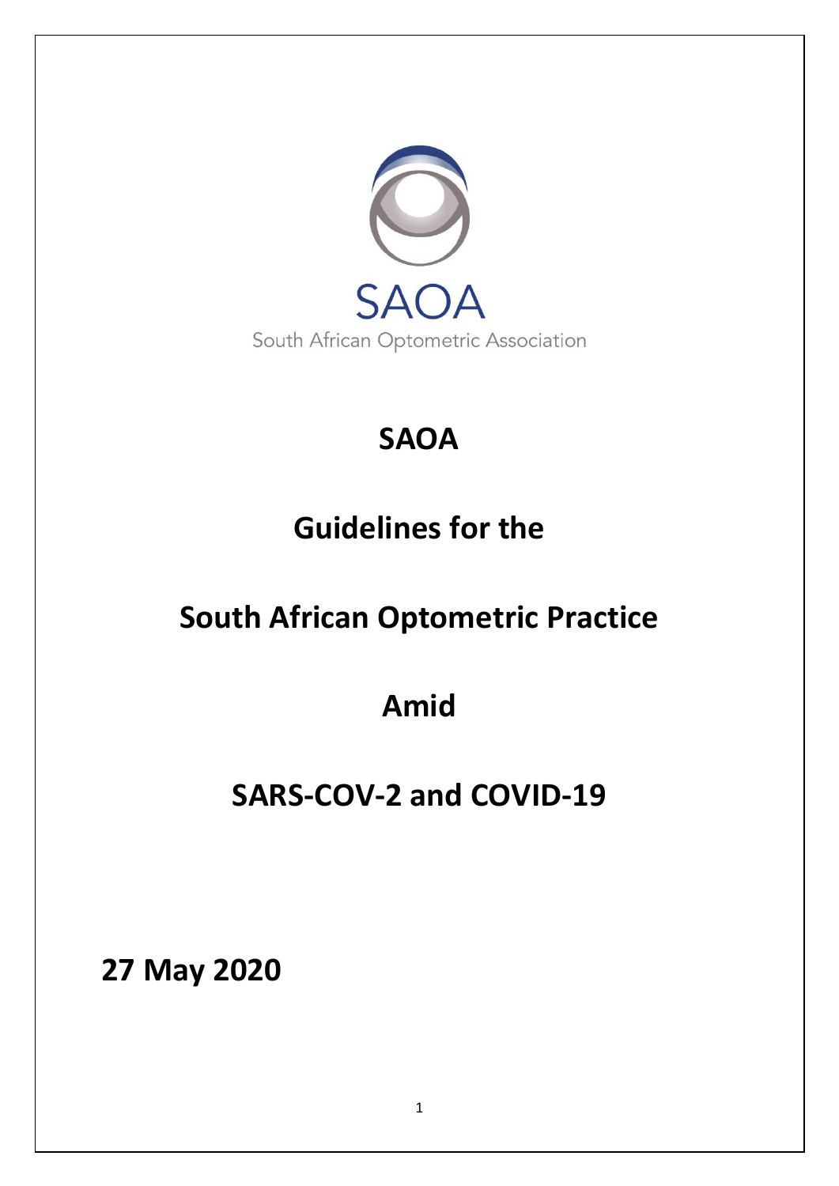SAOA

South African Optometric Association

# SAOA

# Guidelines for the

# South African Optometric Practice

# Amid

# SARS-COV-2 and COVID-19

**27 May 2020**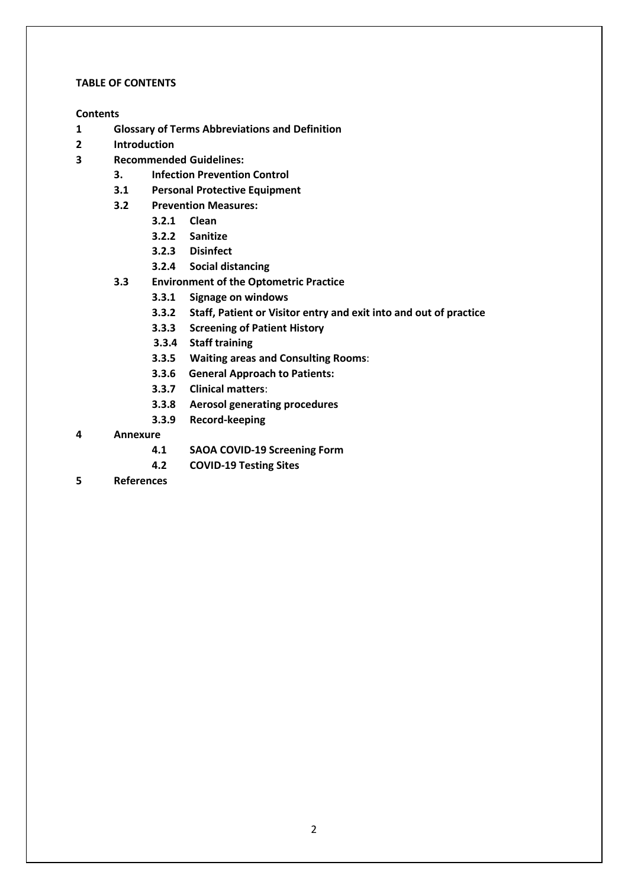**TABLE OF CONTENTS**

**Contents**

- **1 Glossary of Terms Abbreviations and Definition**
- **2 Introduction**
- **3 Recommended Guidelines:**
  - **3. Infection Prevention Control**
  - **3.1 Personal Protective Equipment**
  - **3.2 Prevention Measures:**
    - **3.2.1 Clean**
    - **3.2.2 Sanitize**
    - **3.2.3 Disinfect**
    - **3.2.4 Social distancing**
  - **3.3 Environment of the Optometric Practice**
    - **3.3.1 Signage on windows**
    - **3.3.2 Staff, Patient or Visitor entry and exit into and out of practice**
    - **3.3.3 Screening of Patient History**
    - **3.3.4 Staff training**
    - **3.3.5 Waiting areas and Consulting Rooms**:
    - **3.3.6 General Approach to Patients:**
    - **3.3.7 Clinical matters**:
    - **3.3.8 Aerosol generating procedures**
    - **3.3.9 Record-keeping**
- **4 Annexure**
  - **4.1 SAOA COVID-19 Screening Form**
  - **4.2 COVID-19 Testing Sites**
- **5 References**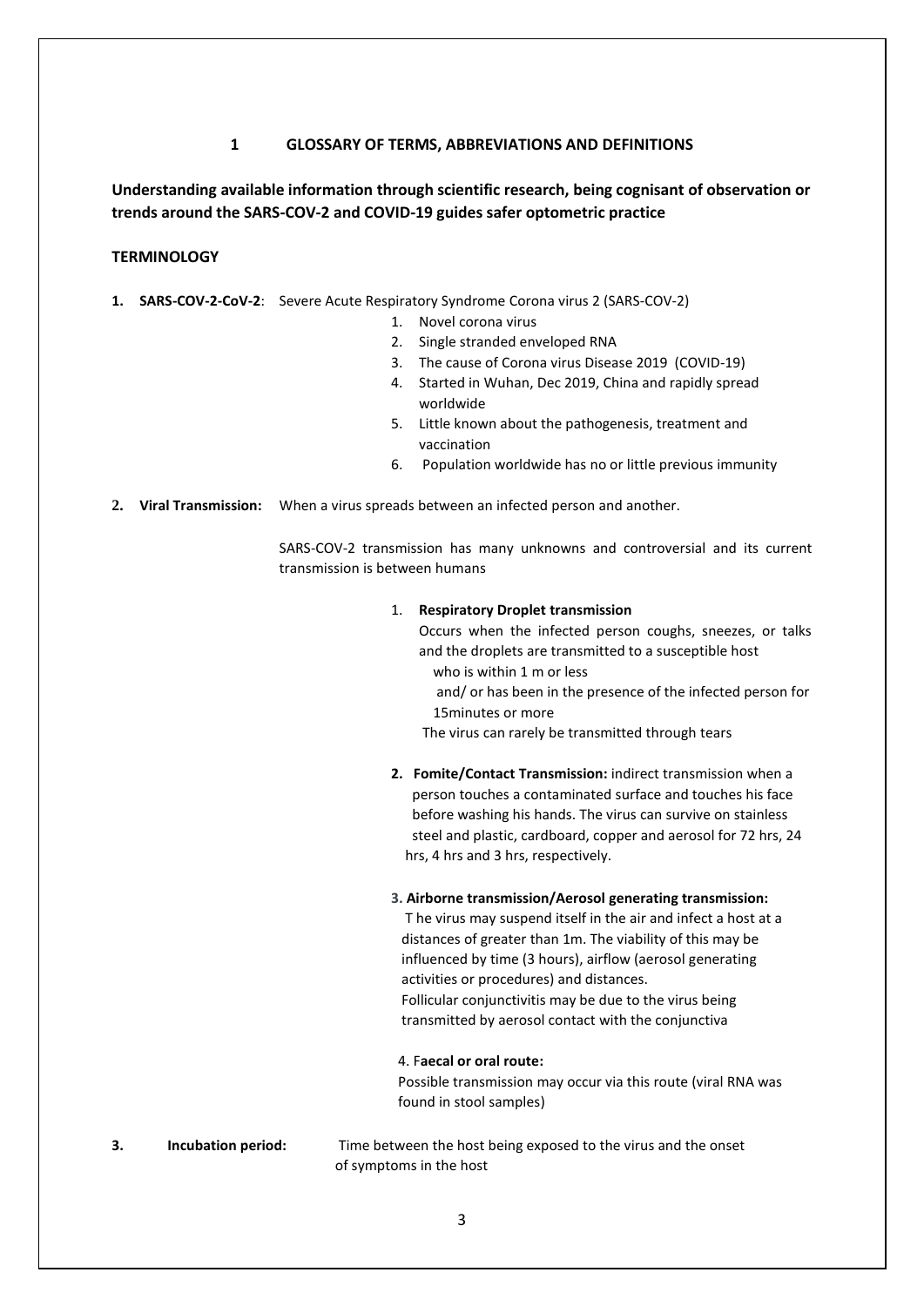# 1 GLOSSARY OF TERMS, ABBREVIATIONS AND DEFINITIONS

**Understanding available information through scientific research, being cognisant of observation or trends around the SARS-COV-2 and COVID-19 guides safer optometric practice**

**TERMINOLOGY**

**1. SARS-COV-2-CoV-2**: Severe Acute Respiratory Syndrome Corona virus 2 (SARS-COV-2)

1. Novel corona virus
2. Single stranded enveloped RNA
3. The cause of Corona virus Disease 2019 (COVID-19)
4. Started in Wuhan, Dec 2019, China and rapidly spread worldwide
5. Little known about the pathogenesis, treatment and vaccination
6. Population worldwide has no or little previous immunity

**2. Viral Transmission:** When a virus spreads between an infected person and another.

SARS-COV-2 transmission has many unknowns and controversial and its current transmission is between humans

1. **Respiratory Droplet transmission**
   Occurs when the infected person coughs, sneezes, or talks and the droplets are transmitted to a susceptible host
   who is within 1 m or less
   and/ or has been in the presence of the infected person for 15minutes or more
   The virus can rarely be transmitted through tears

2. **Fomite/Contact Transmission:** indirect transmission when a person touches a contaminated surface and touches his face before washing his hands. The virus can survive on stainless steel and plastic, cardboard, copper and aerosol for 72 hrs, 24 hrs, 4 hrs and 3 hrs, respectively.

3. **Airborne transmission/Aerosol generating transmission:**
   T he virus may suspend itself in the air and infect a host at a distances of greater than 1m. The viability of this may be influenced by time (3 hours), airflow (aerosol generating activities or procedures) and distances.
   Follicular conjunctivitis may be due to the virus being transmitted by aerosol contact with the conjunctiva

4. F**aecal or oral route:**
   Possible transmission may occur via this route (viral RNA was found in stool samples)

**3. Incubation period:** Time between the host being exposed to the virus and the onset of symptoms in the host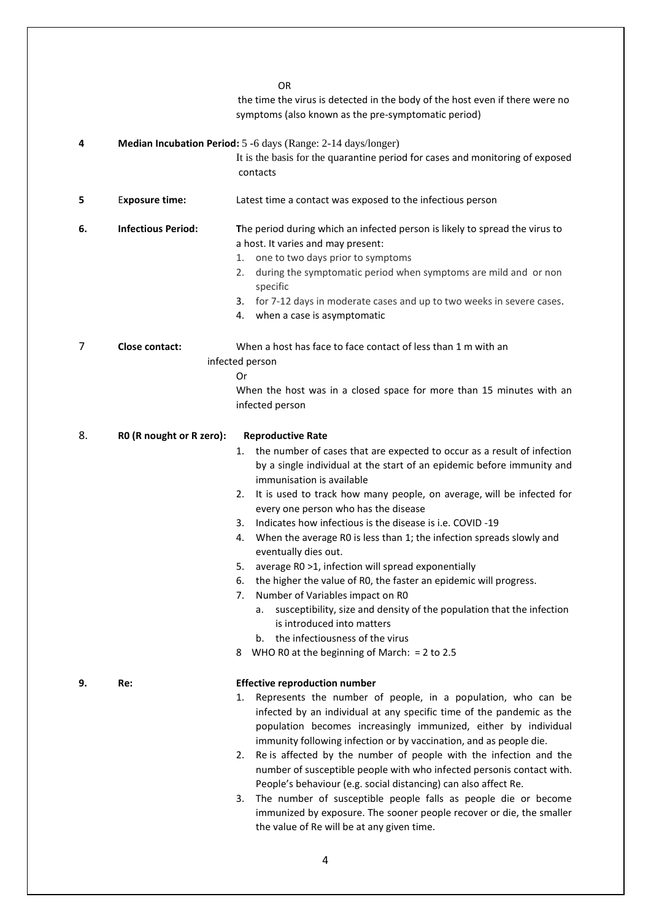OR

the time the virus is detected in the body of the host even if there were no symptoms (also known as the pre-symptomatic period)

**4** **Median Incubation Period:** 5 -6 days (Range: 2-14 days/longer)

It is the basis for the quarantine period for cases and monitoring of exposed contacts

**5** E**xposure time:** Latest time a contact was exposed to the infectious person

**6.** **Infectious Period:** **T**he period during which an infected person is likely to spread the virus to a host. It varies and may present:

1. one to two days prior to symptoms
2. during the symptomatic period when symptoms are mild and or non specific
3. for 7-12 days in moderate cases and up to two weeks in severe cases.
4. when a case is asymptomatic

7 **Close contact:** When a host has face to face contact of less than 1 m with an infected person

Or

When the host was in a closed space for more than 15 minutes with an infected person

8. **R0 (R nought or R zero):** **Reproductive Rate**

1. the number of cases that are expected to occur as a result of infection by a single individual at the start of an epidemic before immunity and immunisation is available
2. It is used to track how many people, on average, will be infected for every one person who has the disease
3. Indicates how infectious is the disease is i.e. COVID -19
4. When the average R0 is less than 1; the infection spreads slowly and eventually dies out.
5. average R0 >1, infection will spread exponentially
6. the higher the value of R0, the faster an epidemic will progress.
7. Number of Variables impact on R0
   a. susceptibility, size and density of the population that the infection is introduced into matters
   b. the infectiousness of the virus
8. WHO R0 at the beginning of March: = 2 to 2.5

**9.** **Re:** **Effective reproduction number**

1. Represents the number of people, in a population, who can be infected by an individual at any specific time of the pandemic as the population becomes increasingly immunized, either by individual immunity following infection or by vaccination, and as people die.
2. Re is affected by the number of people with the infection and the number of susceptible people with who infected personis contact with. People's behaviour (e.g. social distancing) can also affect Re.
3. The number of susceptible people falls as people die or become immunized by exposure. The sooner people recover or die, the smaller the value of Re will be at any given time.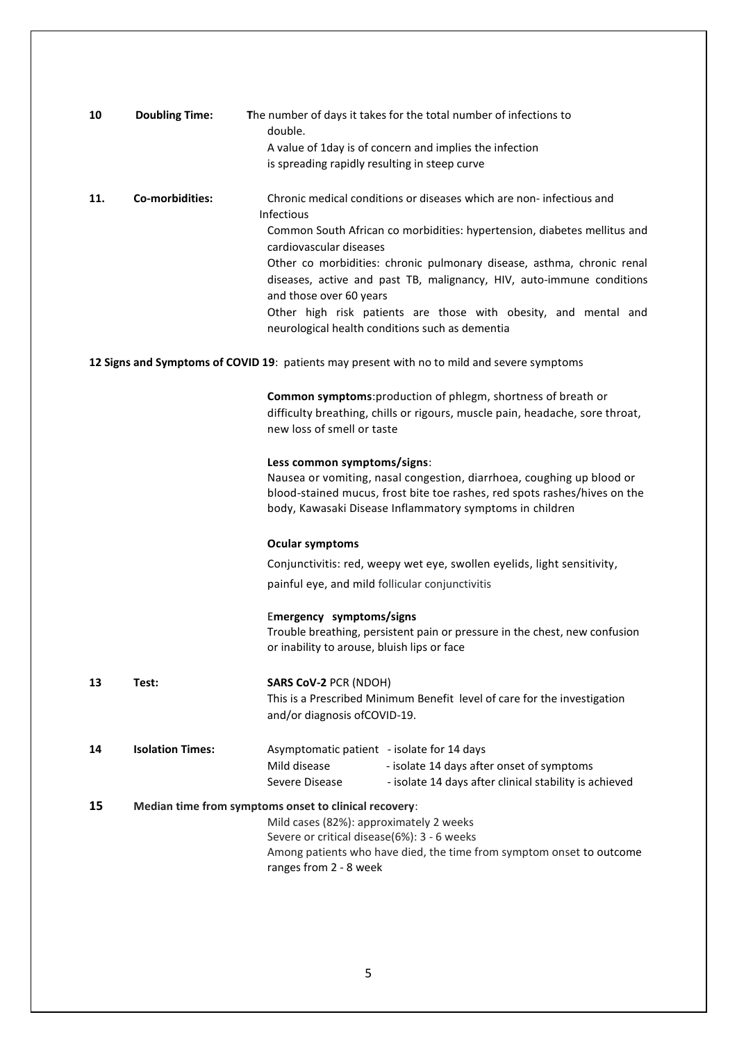**10 Doubling Time:** The number of days it takes for the total number of infections to double.

A value of 1day is of concern and implies the infection is spreading rapidly resulting in steep curve

**11. Co-morbidities:** Chronic medical conditions or diseases which are non- infectious and Infectious

Common South African co morbidities: hypertension, diabetes mellitus and cardiovascular diseases

Other co morbidities: chronic pulmonary disease, asthma, chronic renal diseases, active and past TB, malignancy, HIV, auto-immune conditions and those over 60 years

Other high risk patients are those with obesity, and mental and neurological health conditions such as dementia

**12 Signs and Symptoms of COVID 19**: patients may present with no to mild and severe symptoms

**Common symptoms**:production of phlegm, shortness of breath or difficulty breathing, chills or rigours, muscle pain, headache, sore throat, new loss of smell or taste

**Less common symptoms/signs**:

Nausea or vomiting, nasal congestion, diarrhoea, coughing up blood or blood-stained mucus, frost bite toe rashes, red spots rashes/hives on the body, Kawasaki Disease Inflammatory symptoms in children

**Ocular symptoms**

Conjunctivitis: red, weepy wet eye, swollen eyelids, light sensitivity, painful eye, and mild follicular conjunctivitis

E**mergency symptoms/signs**

Trouble breathing, persistent pain or pressure in the chest, new confusion or inability to arouse, bluish lips or face

**13 Test:** **SARS CoV-2** PCR (NDOH)

This is a Prescribed Minimum Benefit level of care for the investigation and/or diagnosis ofCOVID-19.

**14 Isolation Times:**

| | |
|---|---|
| Asymptomatic patient | - isolate for 14 days |
| Mild disease | - isolate 14 days after onset of symptoms |
| Severe Disease | - isolate 14 days after clinical stability is achieved |

**15 Median time from symptoms onset to clinical recovery**:

Mild cases (82%): approximately 2 weeks

Severe or critical disease(6%): 3 - 6 weeks

Among patients who have died, the time from symptom onset to outcome ranges from 2 - 8 week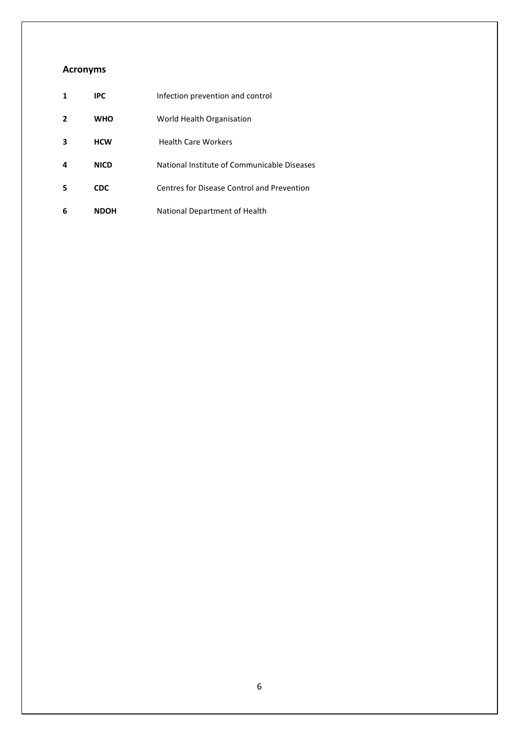## Acronyms

| | | |
|---|---|---|
| **1** | **IPC** | Infection prevention and control |
| **2** | **WHO** | World Health Organisation |
| **3** | **HCW** | Health Care Workers |
| **4** | **NICD** | National Institute of Communicable Diseases |
| **5** | **CDC** | Centres for Disease Control and Prevention |
| **6** | **NDOH** | National Department of Health |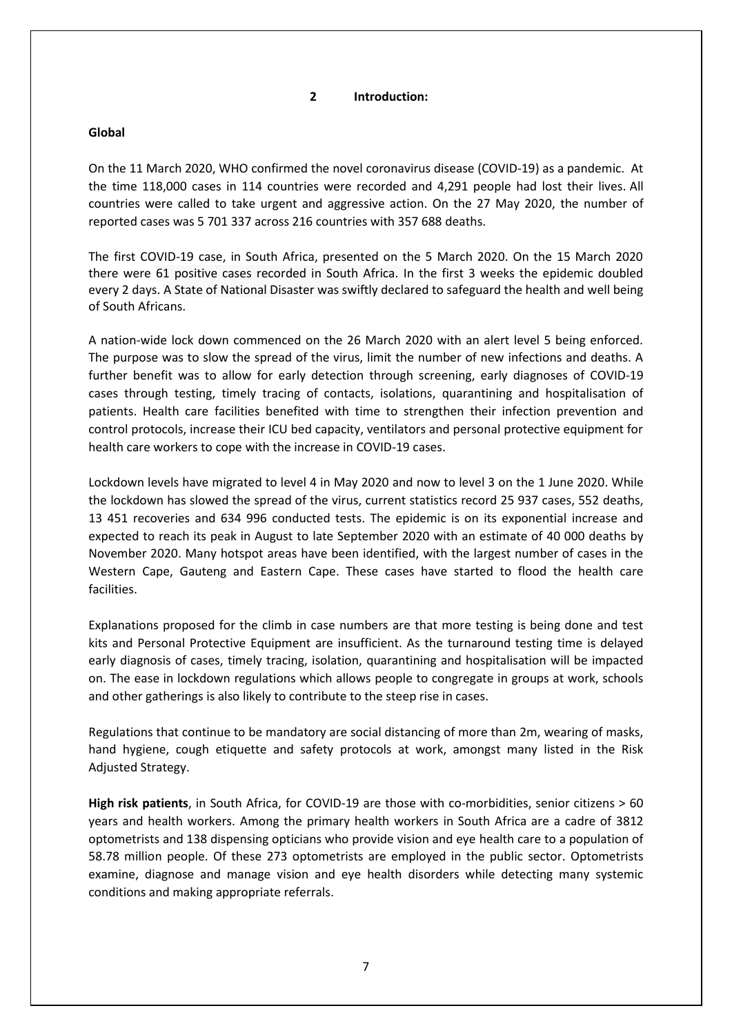## 2 Introduction:

**Global**

On the 11 March 2020, WHO confirmed the novel coronavirus disease (COVID-19) as a pandemic. At the time 118,000 cases in 114 countries were recorded and 4,291 people had lost their lives. All countries were called to take urgent and aggressive action. On the 27 May 2020, the number of reported cases was 5 701 337 across 216 countries with 357 688 deaths.

The first COVID-19 case, in South Africa, presented on the 5 March 2020. On the 15 March 2020 there were 61 positive cases recorded in South Africa. In the first 3 weeks the epidemic doubled every 2 days. A State of National Disaster was swiftly declared to safeguard the health and well being of South Africans.

A nation-wide lock down commenced on the 26 March 2020 with an alert level 5 being enforced. The purpose was to slow the spread of the virus, limit the number of new infections and deaths. A further benefit was to allow for early detection through screening, early diagnoses of COVID-19 cases through testing, timely tracing of contacts, isolations, quarantining and hospitalisation of patients. Health care facilities benefited with time to strengthen their infection prevention and control protocols, increase their ICU bed capacity, ventilators and personal protective equipment for health care workers to cope with the increase in COVID-19 cases.

Lockdown levels have migrated to level 4 in May 2020 and now to level 3 on the 1 June 2020. While the lockdown has slowed the spread of the virus, current statistics record 25 937 cases, 552 deaths, 13 451 recoveries and 634 996 conducted tests. The epidemic is on its exponential increase and expected to reach its peak in August to late September 2020 with an estimate of 40 000 deaths by November 2020. Many hotspot areas have been identified, with the largest number of cases in the Western Cape, Gauteng and Eastern Cape. These cases have started to flood the health care facilities.

Explanations proposed for the climb in case numbers are that more testing is being done and test kits and Personal Protective Equipment are insufficient. As the turnaround testing time is delayed early diagnosis of cases, timely tracing, isolation, quarantining and hospitalisation will be impacted on. The ease in lockdown regulations which allows people to congregate in groups at work, schools and other gatherings is also likely to contribute to the steep rise in cases.

Regulations that continue to be mandatory are social distancing of more than 2m, wearing of masks, hand hygiene, cough etiquette and safety protocols at work, amongst many listed in the Risk Adjusted Strategy.

**High risk patients**, in South Africa, for COVID-19 are those with co-morbidities, senior citizens > 60 years and health workers. Among the primary health workers in South Africa are a cadre of 3812 optometrists and 138 dispensing opticians who provide vision and eye health care to a population of 58.78 million people. Of these 273 optometrists are employed in the public sector. Optometrists examine, diagnose and manage vision and eye health disorders while detecting many systemic conditions and making appropriate referrals.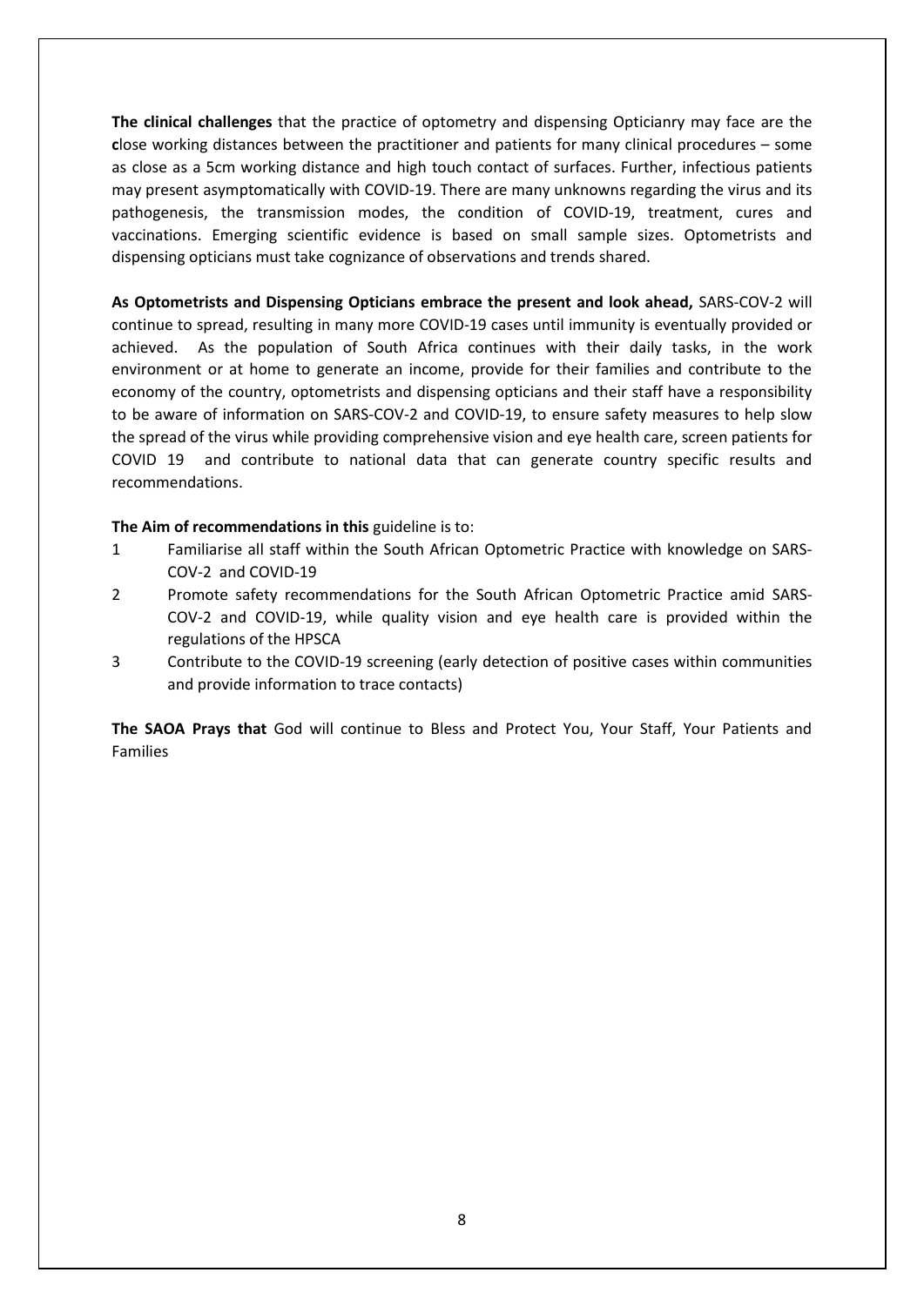**The clinical challenges** that the practice of optometry and dispensing Opticianry may face are the **c**lose working distances between the practitioner and patients for many clinical procedures – some as close as a 5cm working distance and high touch contact of surfaces. Further, infectious patients may present asymptomatically with COVID-19. There are many unknowns regarding the virus and its pathogenesis, the transmission modes, the condition of COVID-19, treatment, cures and vaccinations. Emerging scientific evidence is based on small sample sizes. Optometrists and dispensing opticians must take cognizance of observations and trends shared.

**As Optometrists and Dispensing Opticians embrace the present and look ahead,** SARS-COV-2 will continue to spread, resulting in many more COVID-19 cases until immunity is eventually provided or achieved. As the population of South Africa continues with their daily tasks, in the work environment or at home to generate an income, provide for their families and contribute to the economy of the country, optometrists and dispensing opticians and their staff have a responsibility to be aware of information on SARS-COV-2 and COVID-19, to ensure safety measures to help slow the spread of the virus while providing comprehensive vision and eye health care, screen patients for COVID 19 and contribute to national data that can generate country specific results and recommendations.

**The Aim of recommendations in this** guideline is to:

1. Familiarise all staff within the South African Optometric Practice with knowledge on SARS-COV-2 and COVID-19
2. Promote safety recommendations for the South African Optometric Practice amid SARS-COV-2 and COVID-19, while quality vision and eye health care is provided within the regulations of the HPSCA
3. Contribute to the COVID-19 screening (early detection of positive cases within communities and provide information to trace contacts)

**The SAOA Prays that** God will continue to Bless and Protect You, Your Staff, Your Patients and Families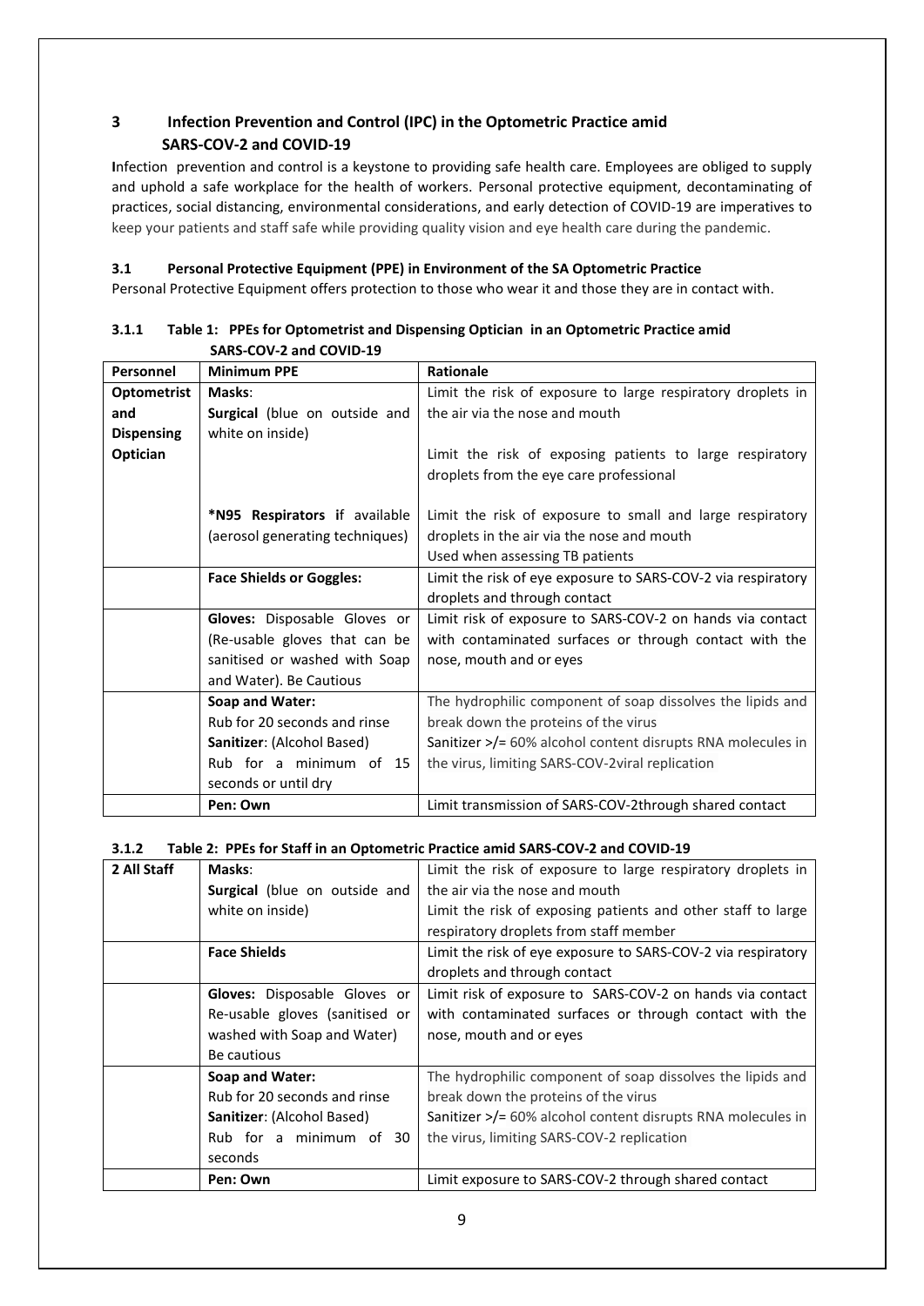## 3 Infection Prevention and Control (IPC) in the Optometric Practice amid SARS-COV-2 and COVID-19

**I**nfection prevention and control is a keystone to providing safe health care. Employees are obliged to supply and uphold a safe workplace for the health of workers. Personal protective equipment, decontaminating of practices, social distancing, environmental considerations, and early detection of COVID-19 are imperatives to keep your patients and staff safe while providing quality vision and eye health care during the pandemic.

### 3.1 Personal Protective Equipment (PPE) in Environment of the SA Optometric Practice

Personal Protective Equipment offers protection to those who wear it and those they are in contact with.

#### 3.1.1 Table 1: PPEs for Optometrist and Dispensing Optician in an Optometric Practice amid SARS-COV-2 and COVID-19

| Personnel | Minimum PPE | Rationale |
|---|---|---|
| **Optometrist and Dispensing Optician** | **Masks**:<br>**Surgical** (blue on outside and white on inside) | Limit the risk of exposure to large respiratory droplets in the air via the nose and mouth<br><br>Limit the risk of exposing patients to large respiratory droplets from the eye care professional |
| | ***N95 Respirators i**f available (aerosol generating techniques) | Limit the risk of exposure to small and large respiratory droplets in the air via the nose and mouth<br>Used when assessing TB patients |
| | **Face Shields or Goggles:** | Limit the risk of eye exposure to SARS-COV-2 via respiratory droplets and through contact |
| | **Gloves:** Disposable Gloves or (Re-usable gloves that can be sanitised or washed with Soap and Water). Be Cautious | Limit risk of exposure to SARS-COV-2 on hands via contact with contaminated surfaces or through contact with the nose, mouth and or eyes |
| | **Soap and Water:**<br>Rub for 20 seconds and rinse<br>**Sanitizer**: (Alcohol Based)<br>Rub for a minimum of 15 seconds or until dry | The hydrophilic component of soap dissolves the lipids and break down the proteins of the virus<br>Sanitizer >/= 60% alcohol content disrupts RNA molecules in the virus, limiting SARS-COV-2viral replication |
| | **Pen: Own** | Limit transmission of SARS-COV-2through shared contact |

#### 3.1.2 Table 2: PPEs for Staff in an Optometric Practice amid SARS-COV-2 and COVID-19

| 2 All Staff | Masks: | Rationale |
|---|---|---|
| | **Masks**:<br>**Surgical** (blue on outside and white on inside) | Limit the risk of exposure to large respiratory droplets in the air via the nose and mouth<br>Limit the risk of exposing patients and other staff to large respiratory droplets from staff member |
| | **Face Shields** | Limit the risk of eye exposure to SARS-COV-2 via respiratory droplets and through contact |
| | **Gloves:** Disposable Gloves or Re-usable gloves (sanitised or washed with Soap and Water)<br>Be cautious | Limit risk of exposure to SARS-COV-2 on hands via contact with contaminated surfaces or through contact with the nose, mouth and or eyes |
| | **Soap and Water:**<br>Rub for 20 seconds and rinse<br>**Sanitizer**: (Alcohol Based)<br>Rub for a minimum of 30 seconds | The hydrophilic component of soap dissolves the lipids and break down the proteins of the virus<br>Sanitizer >/= 60% alcohol content disrupts RNA molecules in the virus, limiting SARS-COV-2 replication |
| | **Pen: Own** | Limit exposure to SARS-COV-2 through shared contact |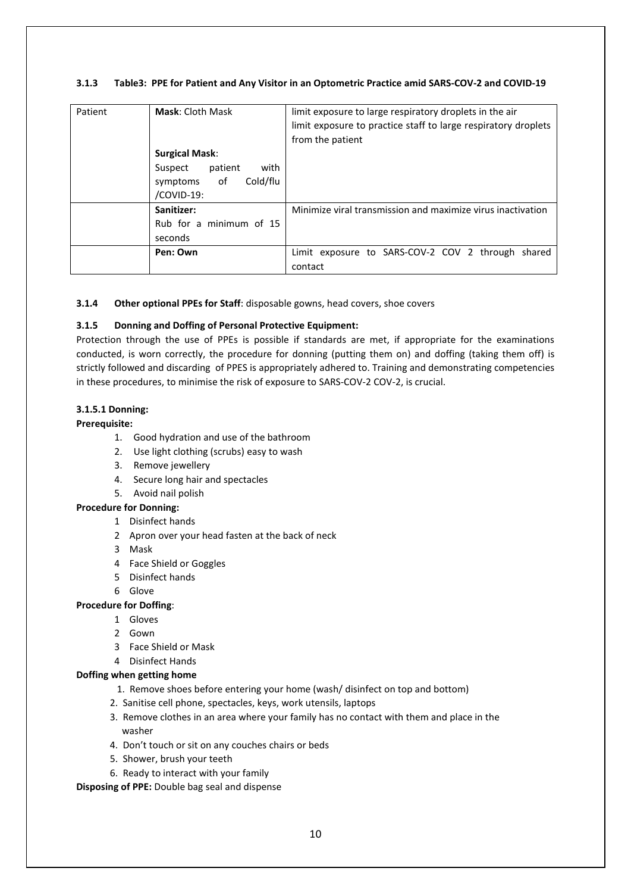### 3.1.3 Table3: PPE for Patient and Any Visitor in an Optometric Practice amid SARS-COV-2 and COVID-19

| | | |
|---|---|---|
| Patient | **Mask**: Cloth Mask<br><br>**Surgical Mask**:<br>Suspect patient with symptoms of Cold/flu /COVID-19: | limit exposure to large respiratory droplets in the air<br>limit exposure to practice staff to large respiratory droplets from the patient |
| | **Sanitizer:**<br>Rub for a minimum of 15 seconds | Minimize viral transmission and maximize virus inactivation |
| | **Pen: Own** | Limit exposure to SARS-COV-2 COV 2 through shared contact |

**3.1.4 Other optional PPEs for Staff**: disposable gowns, head covers, shoe covers

### 3.1.5 Donning and Doffing of Personal Protective Equipment:

Protection through the use of PPEs is possible if standards are met, if appropriate for the examinations conducted, is worn correctly, the procedure for donning (putting them on) and doffing (taking them off) is strictly followed and discarding of PPES is appropriately adhered to. Training and demonstrating competencies in these procedures, to minimise the risk of exposure to SARS-COV-2 COV-2, is crucial.

#### 3.1.5.1 Donning:

**Prerequisite:**

1. Good hydration and use of the bathroom
2. Use light clothing (scrubs) easy to wash
3. Remove jewellery
4. Secure long hair and spectacles
5. Avoid nail polish

**Procedure for Donning:**

1. Disinfect hands
2. Apron over your head fasten at the back of neck
3. Mask
4. Face Shield or Goggles
5. Disinfect hands
6. Glove

**Procedure for Doffing**:

1. Gloves
2. Gown
3. Face Shield or Mask
4. Disinfect Hands

**Doffing when getting home**

1. Remove shoes before entering your home (wash/ disinfect on top and bottom)
2. Sanitise cell phone, spectacles, keys, work utensils, laptops
3. Remove clothes in an area where your family has no contact with them and place in the washer
4. Don't touch or sit on any couches chairs or beds
5. Shower, brush your teeth
6. Ready to interact with your family

**Disposing of PPE:** Double bag seal and dispense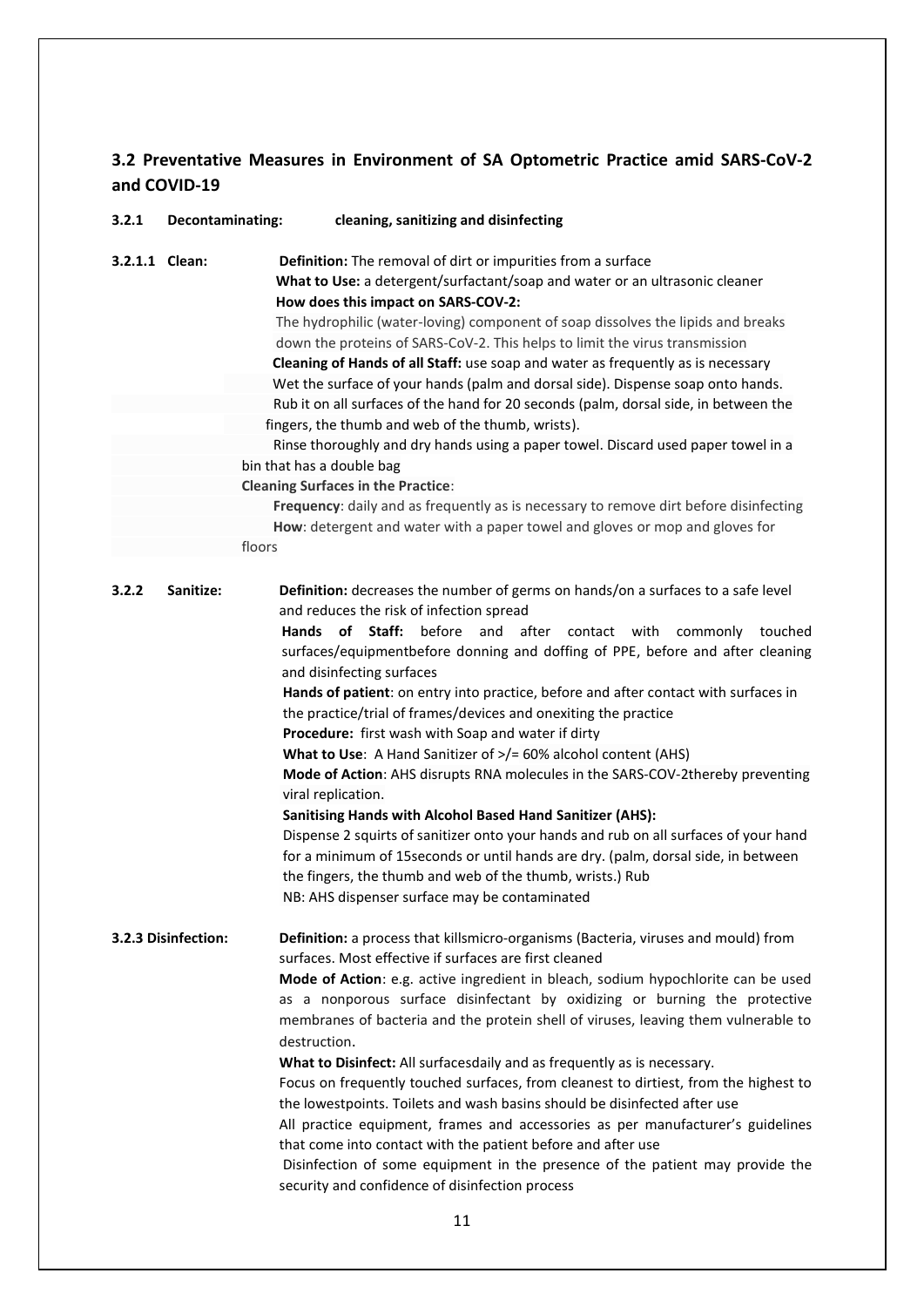## 3.2 Preventative Measures in Environment of SA Optometric Practice amid SARS-CoV-2 and COVID-19

### 3.2.1 Decontaminating: cleaning, sanitizing and disinfecting

#### 3.2.1.1 Clean:

**Definition:** The removal of dirt or impurities from a surface

**What to Use:** a detergent/surfactant/soap and water or an ultrasonic cleaner

**How does this impact on SARS-COV-2:**

The hydrophilic (water-loving) component of soap dissolves the lipids and breaks down the proteins of SARS-CoV-2. This helps to limit the virus transmission

**Cleaning of Hands of all Staff:** use soap and water as frequently as is necessary

Wet the surface of your hands (palm and dorsal side). Dispense soap onto hands.

Rub it on all surfaces of the hand for 20 seconds (palm, dorsal side, in between the fingers, the thumb and web of the thumb, wrists).

Rinse thoroughly and dry hands using a paper towel. Discard used paper towel in a bin that has a double bag

**Cleaning Surfaces in the Practice**:

**Frequency**: daily and as frequently as is necessary to remove dirt before disinfecting

**How**: detergent and water with a paper towel and gloves or mop and gloves for floors

### 3.2.2 Sanitize:

**Definition:** decreases the number of germs on hands/on a surfaces to a safe level and reduces the risk of infection spread

**Hands of Staff:** before and after contact with commonly touched surfaces/equipmentbefore donning and doffing of PPE, before and after cleaning and disinfecting surfaces

**Hands of patient**: on entry into practice, before and after contact with surfaces in the practice/trial of frames/devices and onexiting the practice

**Procedure:** first wash with Soap and water if dirty

**What to Use**: A Hand Sanitizer of >/= 60% alcohol content (AHS)

**Mode of Action**: AHS disrupts RNA molecules in the SARS-COV-2thereby preventing viral replication.

**Sanitising Hands with Alcohol Based Hand Sanitizer (AHS):**

Dispense 2 squirts of sanitizer onto your hands and rub on all surfaces of your hand for a minimum of 15seconds or until hands are dry. (palm, dorsal side, in between the fingers, the thumb and web of the thumb, wrists.) Rub

NB: AHS dispenser surface may be contaminated

### 3.2.3 Disinfection:

**Definition:** a process that killsmicro-organisms (Bacteria, viruses and mould) from surfaces. Most effective if surfaces are first cleaned

**Mode of Action**: e.g. active ingredient in bleach, sodium hypochlorite can be used as a nonporous surface disinfectant by oxidizing or burning the protective membranes of bacteria and the protein shell of viruses, leaving them vulnerable to destruction.

**What to Disinfect:** All surfacesdaily and as frequently as is necessary.

Focus on frequently touched surfaces, from cleanest to dirtiest, from the highest to the lowestpoints. Toilets and wash basins should be disinfected after use

All practice equipment, frames and accessories as per manufacturer's guidelines that come into contact with the patient before and after use

Disinfection of some equipment in the presence of the patient may provide the security and confidence of disinfection process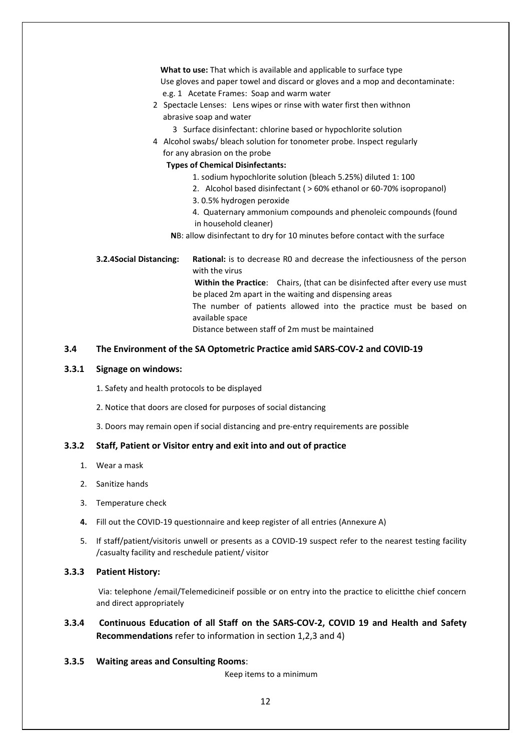**What to use:** That which is available and applicable to surface type

Use gloves and paper towel and discard or gloves and a mop and decontaminate:

e.g. 1 Acetate Frames: Soap and warm water

2 Spectacle Lenses: Lens wipes or rinse with water first then withnon abrasive soap and water

3 Surface disinfectant: chlorine based or hypochlorite solution

4 Alcohol swabs/ bleach solution for tonometer probe. Inspect regularly for any abrasion on the probe

**Types of Chemical Disinfectants:**

1. sodium hypochlorite solution (bleach 5.25%) diluted 1: 100
2. Alcohol based disinfectant ( > 60% ethanol or 60-70% isopropanol)
3. 0.5% hydrogen peroxide
4. Quaternary ammonium compounds and phenoleic compounds (found in household cleaner)

**N**B: allow disinfectant to dry for 10 minutes before contact with the surface

**3.2.4Social Distancing:** **Rational:** is to decrease R0 and decrease the infectiousness of the person with the virus

**Within the Practice**: Chairs, (that can be disinfected after every use must be placed 2m apart in the waiting and dispensing areas

The number of patients allowed into the practice must be based on available space

Distance between staff of 2m must be maintained

## 3.4 The Environment of the SA Optometric Practice amid SARS-COV-2 and COVID-19

### 3.3.1 Signage on windows:

1. Safety and health protocols to be displayed
2. Notice that doors are closed for purposes of social distancing
3. Doors may remain open if social distancing and pre-entry requirements are possible

### 3.3.2 Staff, Patient or Visitor entry and exit into and out of practice

1. Wear a mask
2. Sanitize hands
3. Temperature check
4. Fill out the COVID-19 questionnaire and keep register of all entries (Annexure A)
5. If staff/patient/visitoris unwell or presents as a COVID-19 suspect refer to the nearest testing facility /casualty facility and reschedule patient/ visitor

### 3.3.3 Patient History:

Via: telephone /email/Telemedicineif possible or on entry into the practice to elicitthe chief concern and direct appropriately

### 3.3.4 Continuous Education of all Staff on the SARS-COV-2, COVID 19 and Health and Safety Recommendations refer to information in section 1,2,3 and 4)

### 3.3.5 Waiting areas and Consulting Rooms:

Keep items to a minimum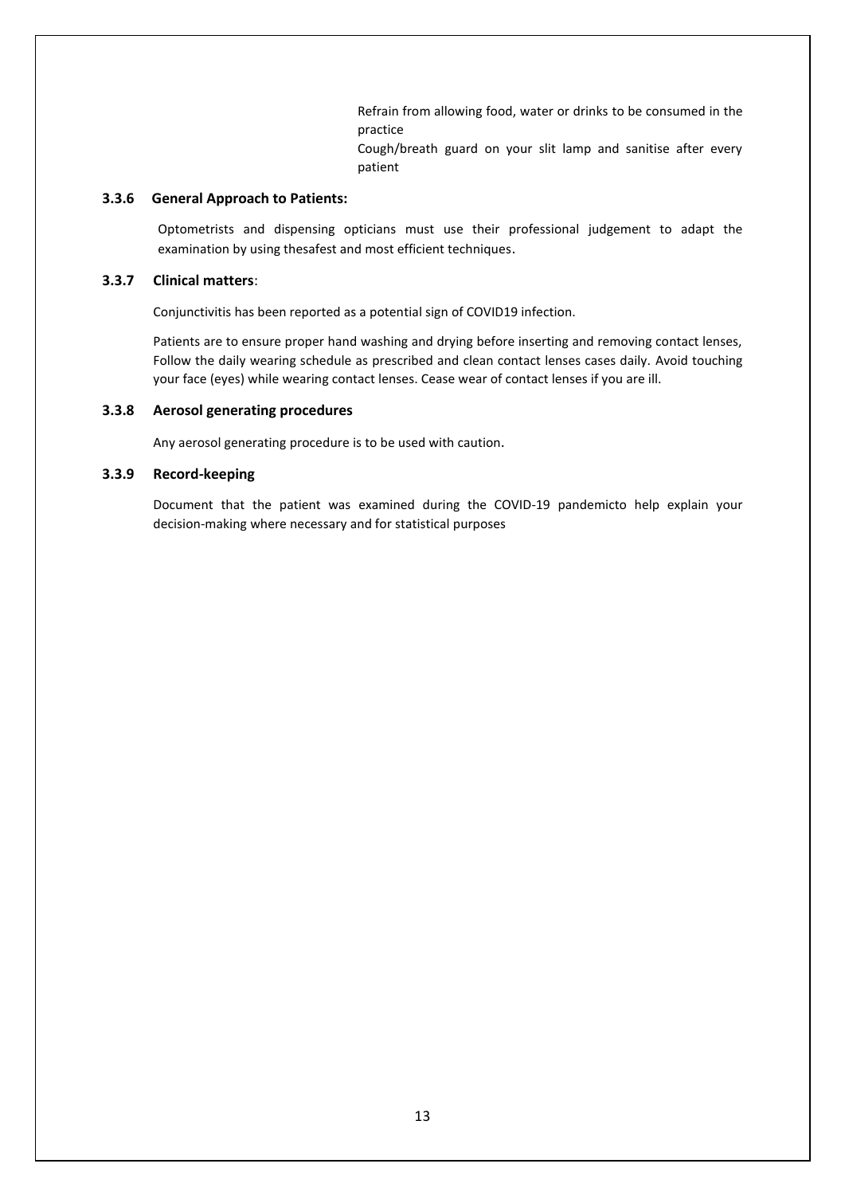Refrain from allowing food, water or drinks to be consumed in the practice

Cough/breath guard on your slit lamp and sanitise after every patient

### 3.3.6 General Approach to Patients:

Optometrists and dispensing opticians must use their professional judgement to adapt the examination by using thesafest and most efficient techniques.

### 3.3.7 Clinical matters:

Conjunctivitis has been reported as a potential sign of COVID19 infection.

Patients are to ensure proper hand washing and drying before inserting and removing contact lenses, Follow the daily wearing schedule as prescribed and clean contact lenses cases daily. Avoid touching your face (eyes) while wearing contact lenses. Cease wear of contact lenses if you are ill.

### 3.3.8 Aerosol generating procedures

Any aerosol generating procedure is to be used with caution.

### 3.3.9 Record-keeping

Document that the patient was examined during the COVID-19 pandemicto help explain your decision-making where necessary and for statistical purposes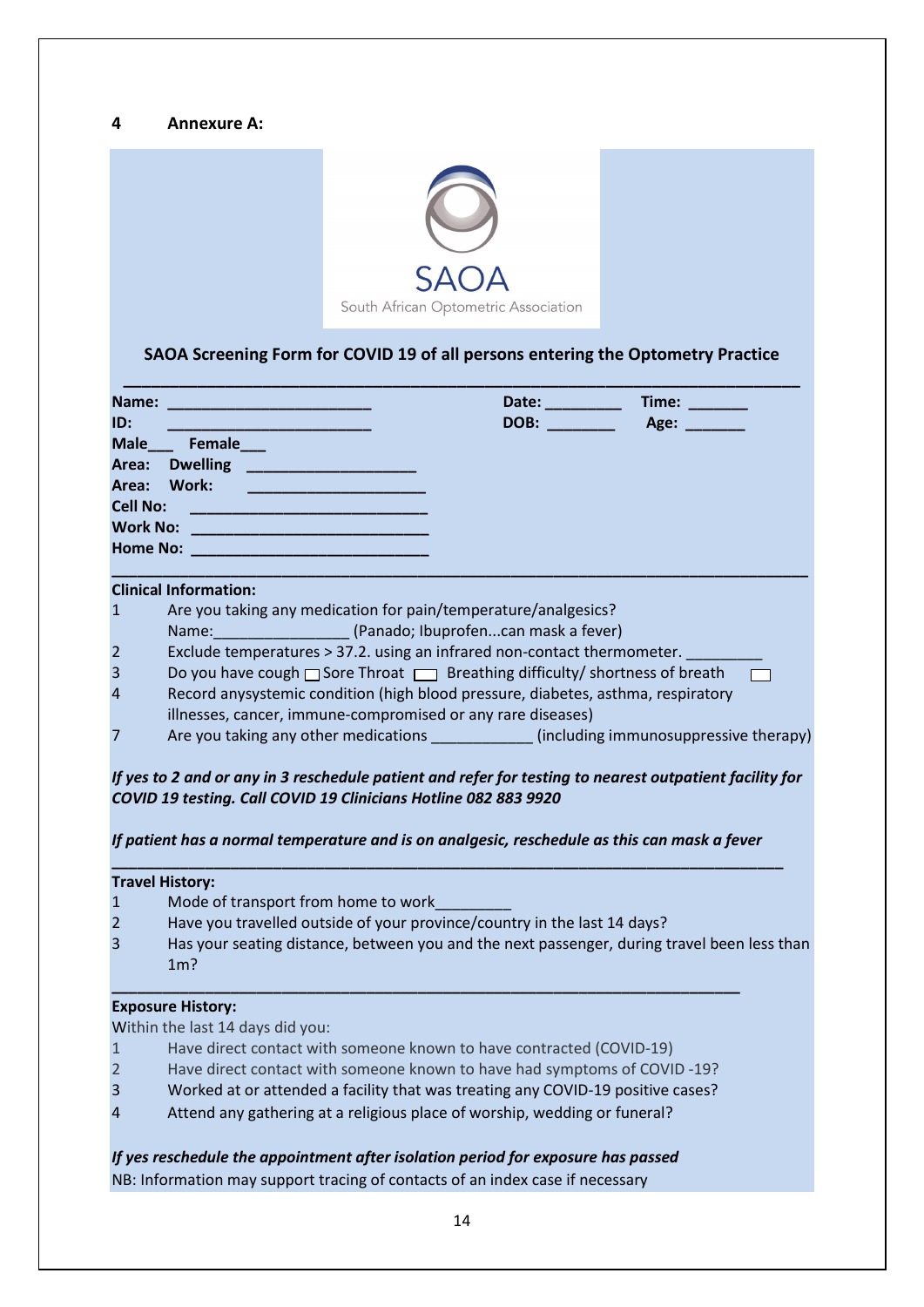# 4 Annexure A:

SAOA

South African Optometric Association

**SAOA Screening Form for COVID 19 of all persons entering the Optometry Practice**

---

**Name:** ______________________ **Date:** ________ **Time:** _______

**ID:** ______________________ **DOB:** ________ **Age:** _______

**Male**___ **Female**___

**Area: Dwelling** __________________

**Area: Work:** __________________

**Cell No:** _________________________

**Work No:** _________________________

**Home No:** _________________________

---

**Clinical Information:**

1. Are you taking any medication for pain/temperature/analgesics?
   Name:_______________ (Panado; Ibuprofen...can mask a fever)
2. Exclude temperatures > 37.2. using an infrared non-contact thermometer. _________
3. Do you have cough ☐ Sore Throat ☐ Breathing difficulty/ shortness of breath ☐
4. Record anysystemic condition (high blood pressure, diabetes, asthma, respiratory illnesses, cancer, immune-compromised or any rare diseases)
7. Are you taking any other medications ___________ (including immunosuppressive therapy)

***If yes to 2 and or any in 3 reschedule patient and refer for testing to nearest outpatient facility for COVID 19 testing. Call COVID 19 Clinicians Hotline 082 883 9920***

***If patient has a normal temperature and is on analgesic, reschedule as this can mask a fever***

---

**Travel History:**

1. Mode of transport from home to work_________
2. Have you travelled outside of your province/country in the last 14 days?
3. Has your seating distance, between you and the next passenger, during travel been less than 1m?

---

**Exposure History:**

Within the last 14 days did you:

1. Have direct contact with someone known to have contracted (COVID-19)
2. Have direct contact with someone known to have had symptoms of COVID -19?
3. Worked at or attended a facility that was treating any COVID-19 positive cases?
4. Attend any gathering at a religious place of worship, wedding or funeral?

***If yes reschedule the appointment after isolation period for exposure has passed***

NB: Information may support tracing of contacts of an index case if necessary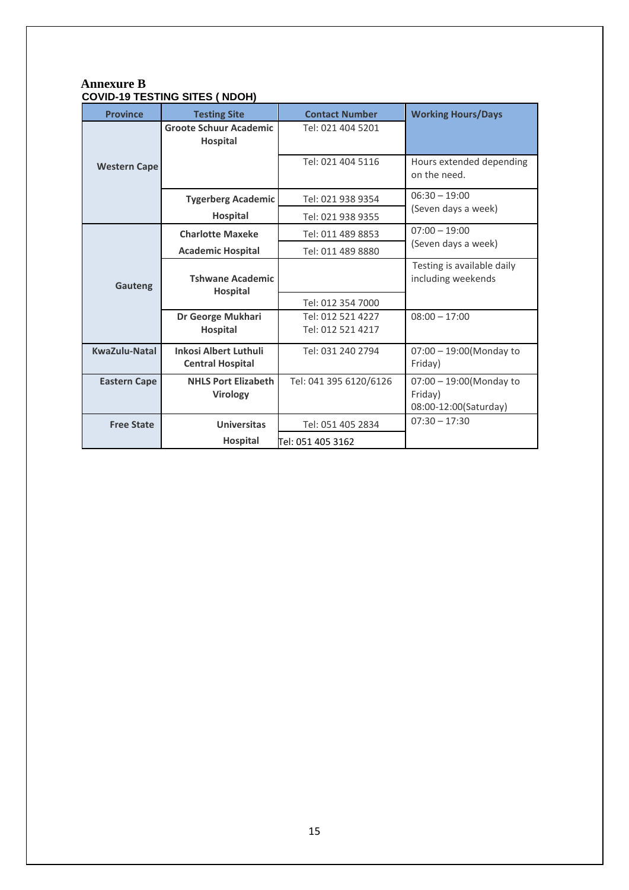## Annexure B

### COVID-19 TESTING SITES ( NDOH)

| Province | Testing Site | Contact Number | Working Hours/Days |
|---|---|---|---|
| Western Cape | Groote Schuur Academic Hospital | Tel: 021 404 5201 | |
| | | Tel: 021 404 5116 | Hours extended depending on the need. |
| | Tygerberg Academic Hospital | Tel: 021 938 9354<br>Tel: 021 938 9355 | 06:30 – 19:00 (Seven days a week) |
| Gauteng | Charlotte Maxeke Academic Hospital | Tel: 011 489 8853<br>Tel: 011 489 8880 | 07:00 – 19:00 (Seven days a week) |
| | Tshwane Academic Hospital | Tel: 012 354 7000 | Testing is available daily including weekends |
| | Dr George Mukhari Hospital | Tel: 012 521 4227<br>Tel: 012 521 4217 | 08:00 – 17:00 |
| KwaZulu-Natal | Inkosi Albert Luthuli Central Hospital | Tel: 031 240 2794 | 07:00 – 19:00(Monday to Friday) |
| Eastern Cape | NHLS Port Elizabeth Virology | Tel: 041 395 6120/6126 | 07:00 – 19:00(Monday to Friday)<br>08:00-12:00(Saturday) |
| Free State | Universitas Hospital | Tel: 051 405 2834<br>Tel: 051 405 3162 | 07:30 – 17:30 |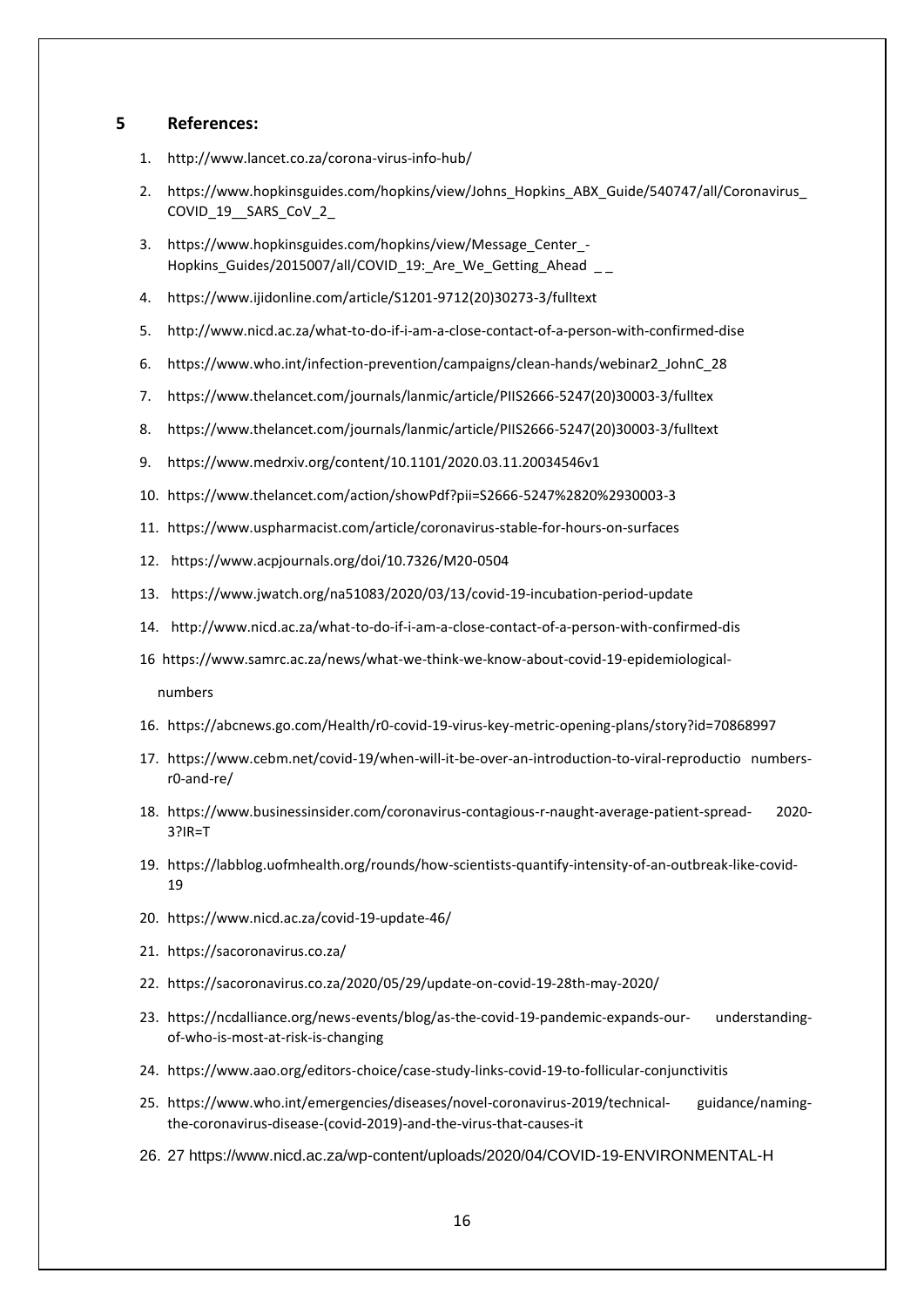## 5 References:

1. http://www.lancet.co.za/corona-virus-info-hub/
2. https://www.hopkinsguides.com/hopkins/view/Johns_Hopkins_ABX_Guide/540747/all/Coronavirus_COVID_19__SARS_CoV_2_
3. https://www.hopkinsguides.com/hopkins/view/Message_Center_-Hopkins_Guides/2015007/all/COVID_19:_Are_We_Getting_Ahead _ _
4. https://www.ijidonline.com/article/S1201-9712(20)30273-3/fulltext
5. http://www.nicd.ac.za/what-to-do-if-i-am-a-close-contact-of-a-person-with-confirmed-dise
6. https://www.who.int/infection-prevention/campaigns/clean-hands/webinar2_JohnC_28
7. https://www.thelancet.com/journals/lanmic/article/PIIS2666-5247(20)30003-3/fulltex
8. https://www.thelancet.com/journals/lanmic/article/PIIS2666-5247(20)30003-3/fulltext
9. https://www.medrxiv.org/content/10.1101/2020.03.11.20034546v1
10. https://www.thelancet.com/action/showPdf?pii=S2666-5247%2820%2930003-3
11. https://www.uspharmacist.com/article/coronavirus-stable-for-hours-on-surfaces
12. https://www.acpjournals.org/doi/10.7326/M20-0504
13. https://www.jwatch.org/na51083/2020/03/13/covid-19-incubation-period-update
14. http://www.nicd.ac.za/what-to-do-if-i-am-a-close-contact-of-a-person-with-confirmed-dis

16 https://www.samrc.ac.za/news/what-we-think-we-know-about-covid-19-epidemiological-numbers

16. https://abcnews.go.com/Health/r0-covid-19-virus-key-metric-opening-plans/story?id=70868997
17. https://www.cebm.net/covid-19/when-will-it-be-over-an-introduction-to-viral-reproductio numbers-r0-and-re/
18. https://www.businessinsider.com/coronavirus-contagious-r-naught-average-patient-spread- 2020-3?IR=T
19. https://labblog.uofmhealth.org/rounds/how-scientists-quantify-intensity-of-an-outbreak-like-covid-19
20. https://www.nicd.ac.za/covid-19-update-46/
21. https://sacoronavirus.co.za/
22. https://sacoronavirus.co.za/2020/05/29/update-on-covid-19-28th-may-2020/
23. https://ncdalliance.org/news-events/blog/as-the-covid-19-pandemic-expands-our- understanding-of-who-is-most-at-risk-is-changing
24. https://www.aao.org/editors-choice/case-study-links-covid-19-to-follicular-conjunctivitis
25. https://www.who.int/emergencies/diseases/novel-coronavirus-2019/technical- guidance/naming-the-coronavirus-disease-(covid-2019)-and-the-virus-that-causes-it
26. 27 https://www.nicd.ac.za/wp-content/uploads/2020/04/COVID-19-ENVIRONMENTAL-H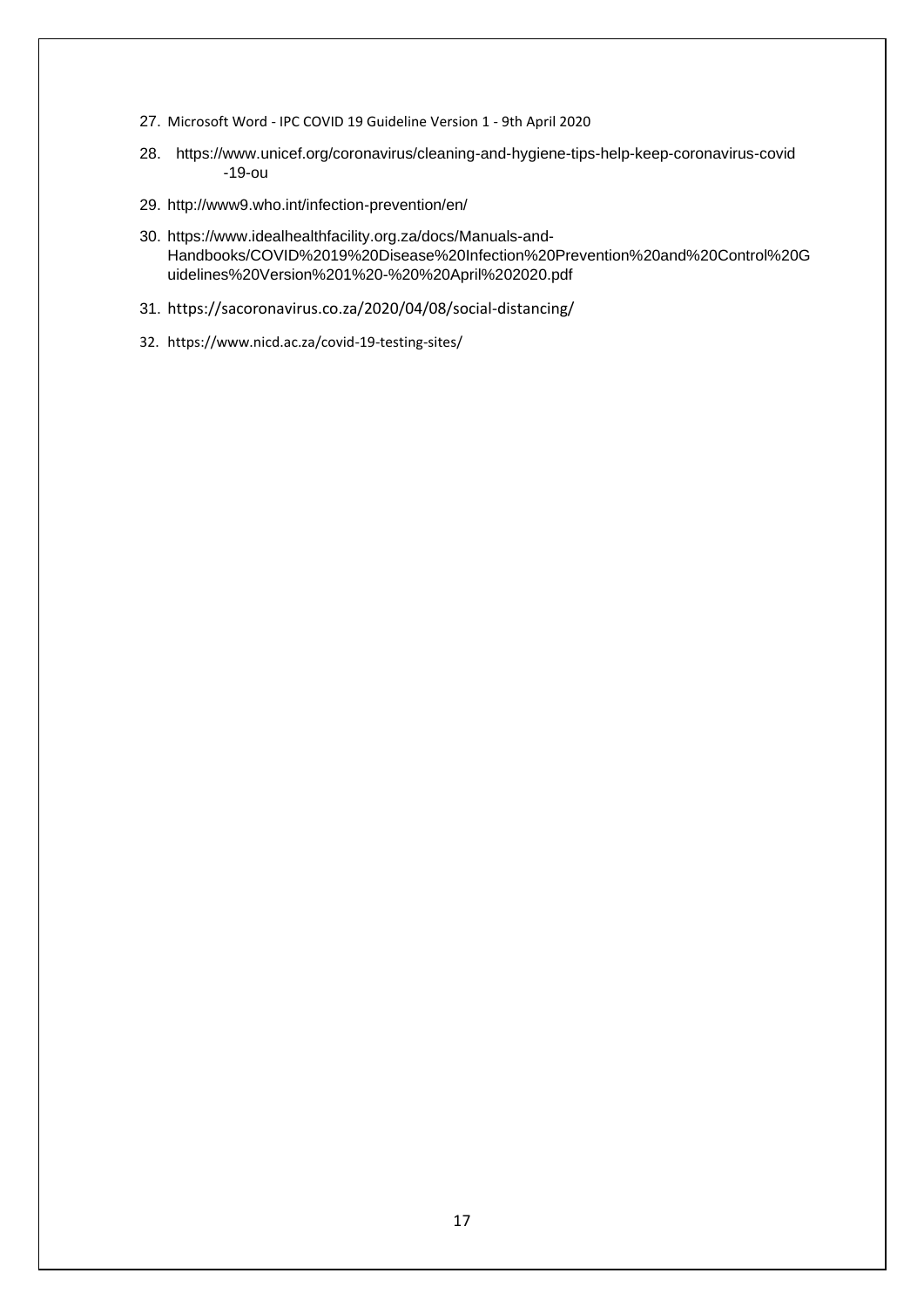27. Microsoft Word - IPC COVID 19 Guideline Version 1 - 9th April 2020
28. https://www.unicef.org/coronavirus/cleaning-and-hygiene-tips-help-keep-coronavirus-covid-19-ou
29. http://www9.who.int/infection-prevention/en/
30. https://www.idealhealthfacility.org.za/docs/Manuals-and-Handbooks/COVID%2019%20Disease%20Infection%20Prevention%20and%20Control%20Guidelines%20Version%201%20-%20%20April%202020.pdf
31. https://sacoronavirus.co.za/2020/04/08/social-distancing/
32. https://www.nicd.ac.za/covid-19-testing-sites/